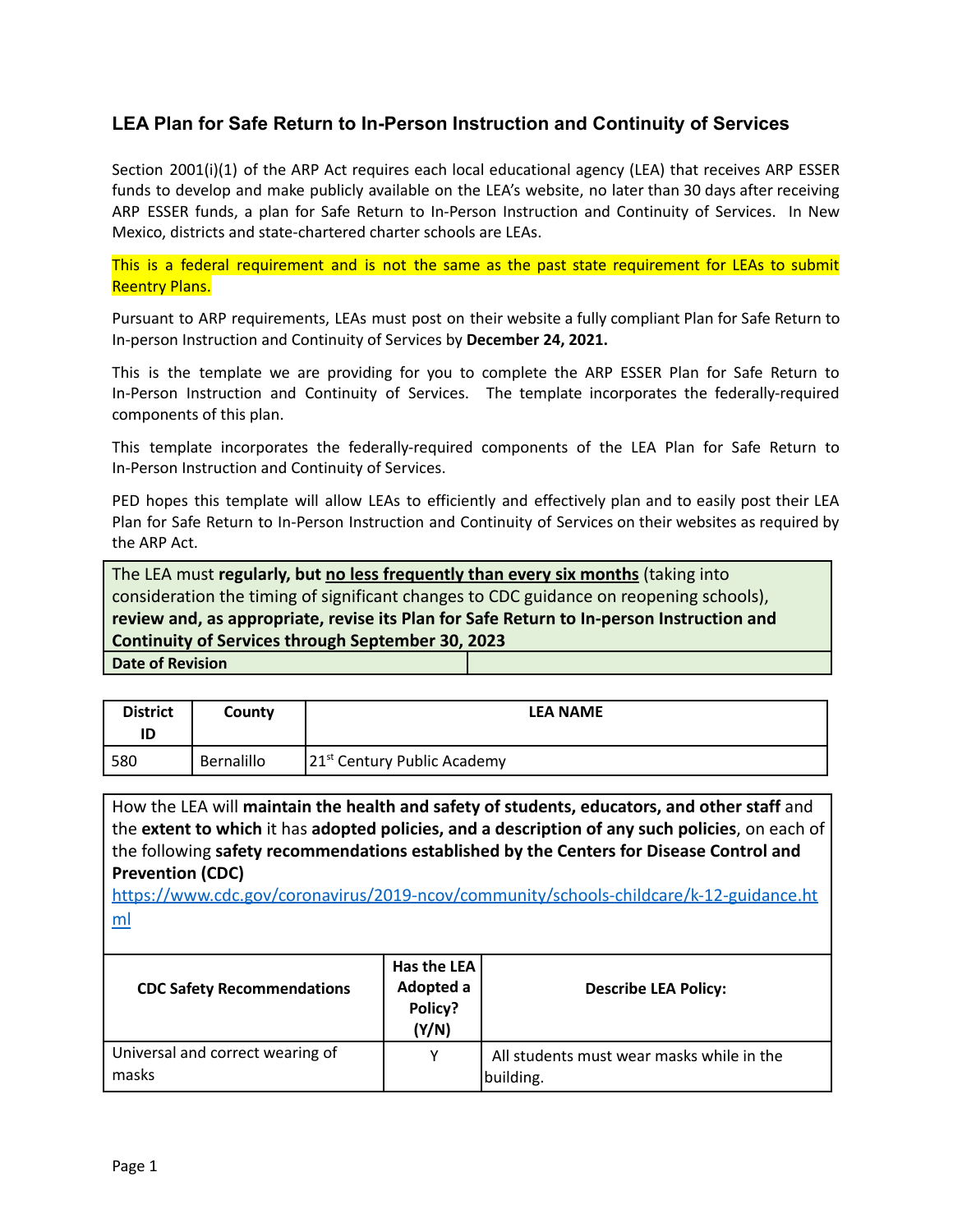## LEA Plan for Safe Return to In-Person Instruction and Continuity of Services

Section 2001(i)(1) of the ARP Act requires each local educational agency (LEA) that receives ARP ESSER funds to develop and make publicly available on the LEA's website, no later than 30 days after receiving ARP ESSER funds, a plan for Safe Return to In-Person Instruction and Continuity of Services. In New Mexico, districts and state-chartered charter schools are LEAs.

This is a federal requirement and is not the same as the past state requirement for LEAs to submit Reentry Plans.

Pursuant to ARP requirements, LEAs must post on their website a fully compliant Plan for Safe Return to In-person Instruction and Continuity of Services by **December 24, 2021.**

This is the template we are providing for you to complete the ARP ESSER Plan for Safe Return to In-Person Instruction and Continuity of Services. The template incorporates the federally-required components of this plan.

This template incorporates the federally-required components of the LEA Plan for Safe Return to In-Person Instruction and Continuity of Services.

PED hopes this template will allow LEAs to efficiently and effectively plan and to easily post their LEA Plan for Safe Return to In-Person Instruction and Continuity of Services on their websites as required by the ARP Act.

| The LEA must **regularly, but no less frequently than every six months** (taking into consideration the timing of significant changes to CDC guidance on reopening schools), **review and, as appropriate, revise its Plan for Safe Return to In-person Instruction and Continuity of Services through September 30, 2023** | |
|---|---|
| **Date of Revision** | |

| District ID | County | LEA NAME |
|---|---|---|
| 580 | Bernalillo | 21st Century Public Academy |

How the LEA will **maintain the health and safety of students, educators, and other staff** and the **extent to which** it has **adopted policies, and a description of any such policies**, on each of the following **safety recommendations established by the Centers for Disease Control and Prevention (CDC)**
https://www.cdc.gov/coronavirus/2019-ncov/community/schools-childcare/k-12-guidance.html

| CDC Safety Recommendations | Has the LEA Adopted a Policy? (Y/N) | Describe LEA Policy: |
|---|---|---|
| Universal and correct wearing of masks | Y | All students must wear masks while in the building. |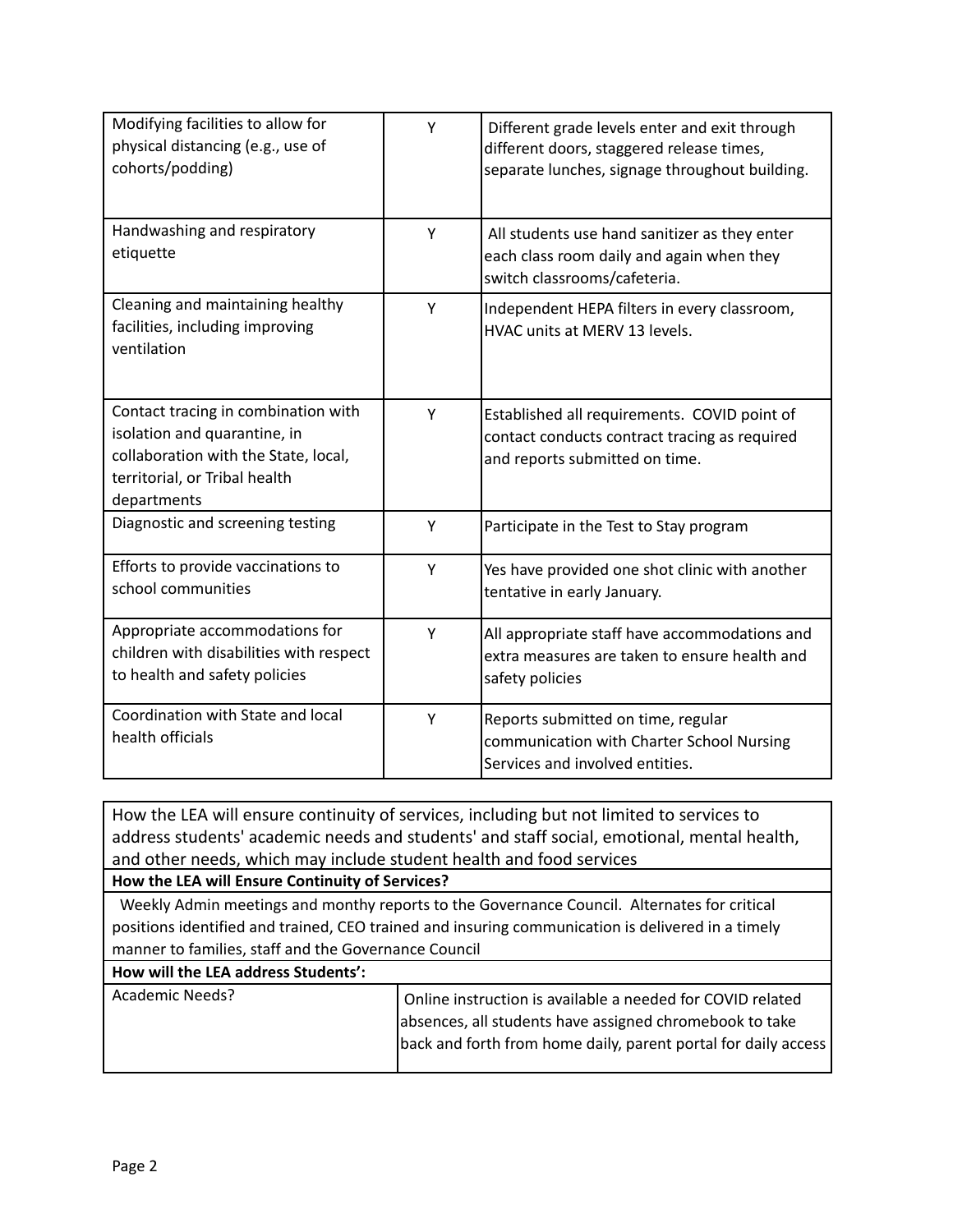| | | |
|---|---|---|
| Modifying facilities to allow for physical distancing (e.g., use of cohorts/podding) | Y | Different grade levels enter and exit through different doors, staggered release times, separate lunches, signage throughout building. |
| Handwashing and respiratory etiquette | Y | All students use hand sanitizer as they enter each class room daily and again when they switch classrooms/cafeteria. |
| Cleaning and maintaining healthy facilities, including improving ventilation | Y | Independent HEPA filters in every classroom, HVAC units at MERV 13 levels. |
| Contact tracing in combination with isolation and quarantine, in collaboration with the State, local, territorial, or Tribal health departments | Y | Established all requirements. COVID point of contact conducts contract tracing as required and reports submitted on time. |
| Diagnostic and screening testing | Y | Participate in the Test to Stay program |
| Efforts to provide vaccinations to school communities | Y | Yes have provided one shot clinic with another tentative in early January. |
| Appropriate accommodations for children with disabilities with respect to health and safety policies | Y | All appropriate staff have accommodations and extra measures are taken to ensure health and safety policies |
| Coordination with State and local health officials | Y | Reports submitted on time, regular communication with Charter School Nursing Services and involved entities. |

How the LEA will ensure continuity of services, including but not limited to services to address students' academic needs and students' and staff social, emotional, mental health, and other needs, which may include student health and food services

**How the LEA will Ensure Continuity of Services?**

Weekly Admin meetings and monthy reports to the Governance Council. Alternates for critical positions identified and trained, CEO trained and insuring communication is delivered in a timely manner to families, staff and the Governance Council

**How will the LEA address Students':**

| | |
|---|---|
| Academic Needs? | Online instruction is available a needed for COVID related absences, all students have assigned chromebook to take back and forth from home daily, parent portal for daily access |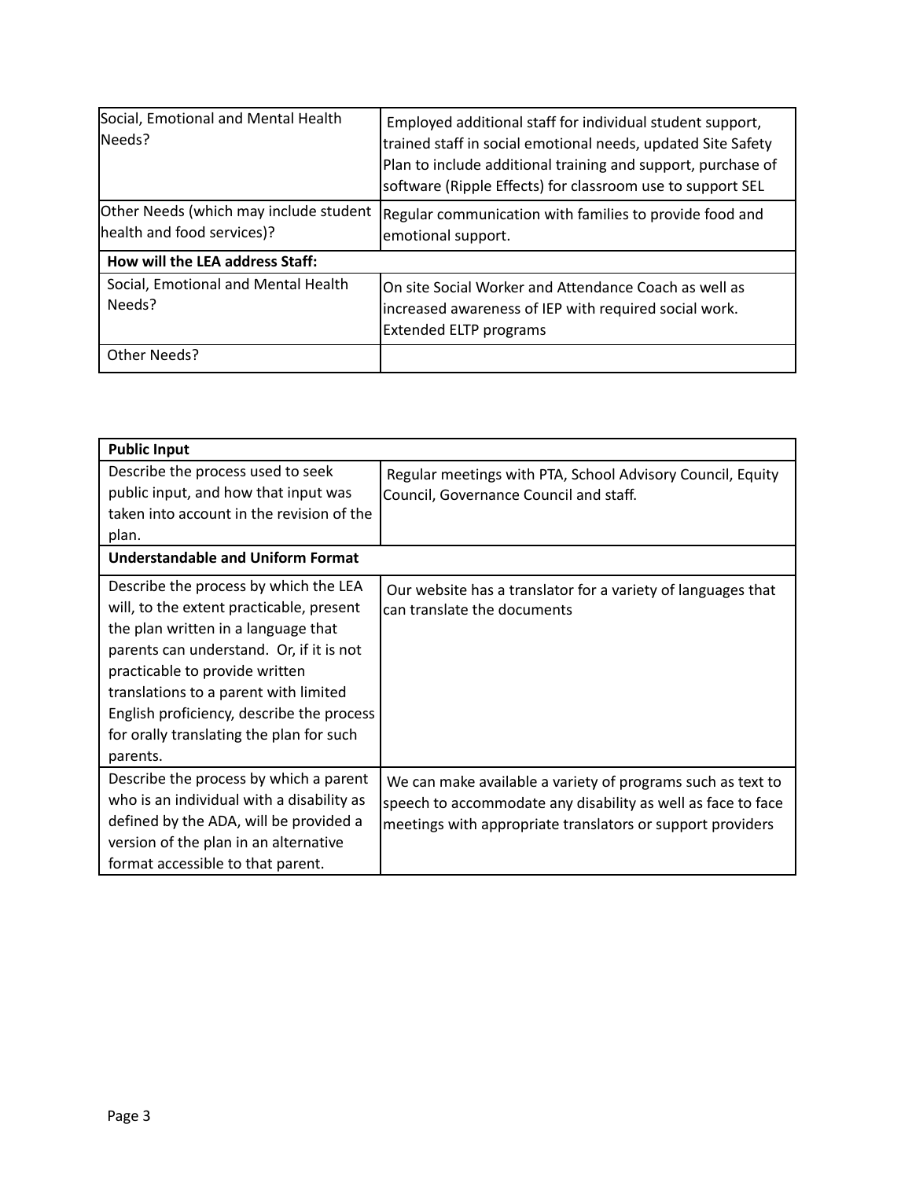| Social, Emotional and Mental Health Needs? | Employed additional staff for individual student support, trained staff in social emotional needs, updated Site Safety Plan to include additional training and support, purchase of software (Ripple Effects) for classroom use to support SEL |
|---|---|
| Other Needs (which may include student health and food services)? | Regular communication with families to provide food and emotional support. |
| **How will the LEA address Staff:** | |
| Social, Emotional and Mental Health Needs? | On site Social Worker and Attendance Coach as well as increased awareness of IEP with required social work. Extended ELTP programs |
| Other Needs? | |

| **Public Input** | |
|---|---|
| Describe the process used to seek public input, and how that input was taken into account in the revision of the plan. | Regular meetings with PTA, School Advisory Council, Equity Council, Governance Council and staff. |
| **Understandable and Uniform Format** | |
| Describe the process by which the LEA will, to the extent practicable, present the plan written in a language that parents can understand. Or, if it is not practicable to provide written translations to a parent with limited English proficiency, describe the process for orally translating the plan for such parents. | Our website has a translator for a variety of languages that can translate the documents |
| Describe the process by which a parent who is an individual with a disability as defined by the ADA, will be provided a version of the plan in an alternative format accessible to that parent. | We can make available a variety of programs such as text to speech to accommodate any disability as well as face to face meetings with appropriate translators or support providers |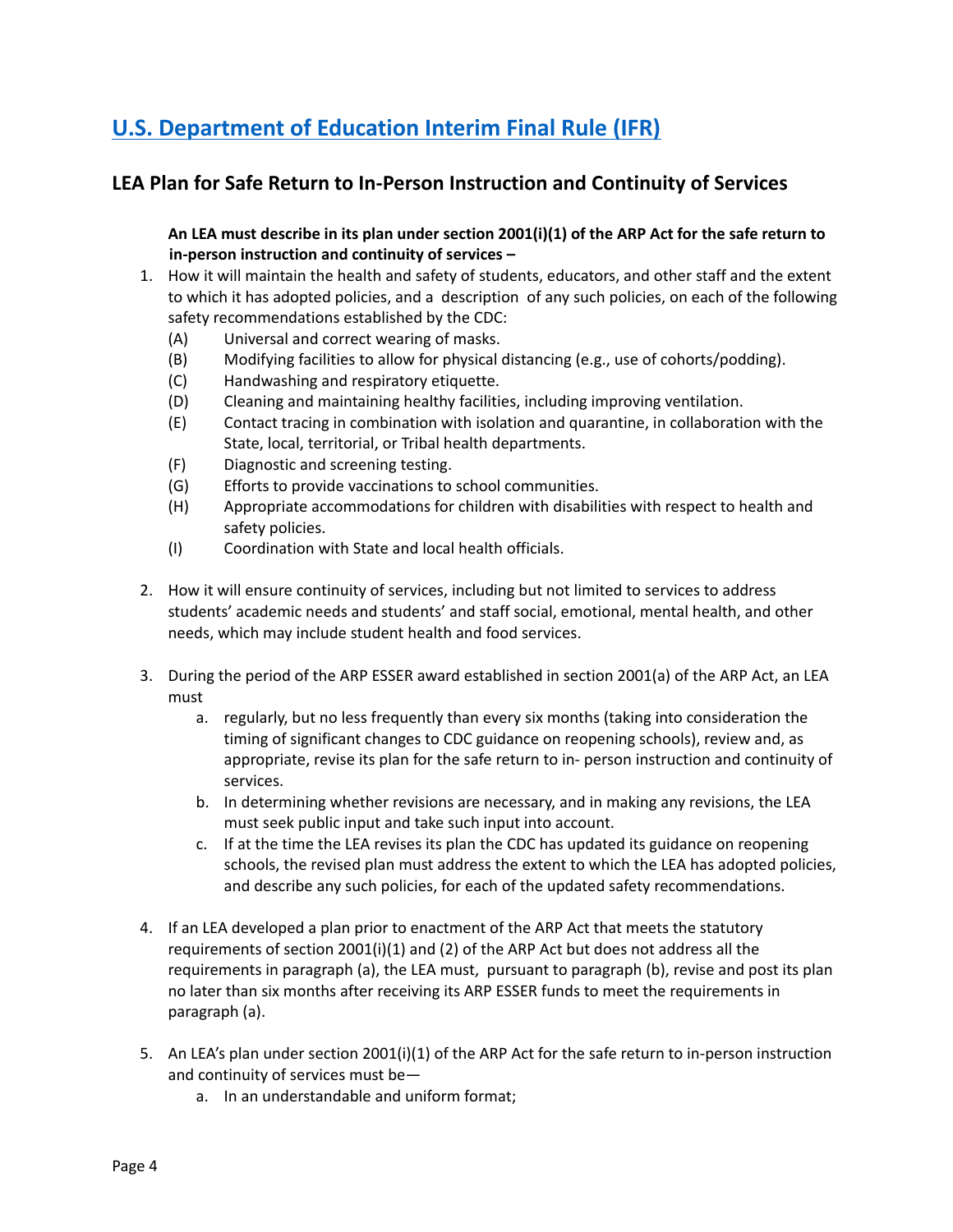## [U.S. Department of Education Interim Final Rule (IFR)]

### LEA Plan for Safe Return to In-Person Instruction and Continuity of Services

**An LEA must describe in its plan under section 2001(i)(1) of the ARP Act for the safe return to in-person instruction and continuity of services –**

1. How it will maintain the health and safety of students, educators, and other staff and the extent to which it has adopted policies, and a description of any such policies, on each of the following safety recommendations established by the CDC:
   - (A) Universal and correct wearing of masks.
   - (B) Modifying facilities to allow for physical distancing (e.g., use of cohorts/podding).
   - (C) Handwashing and respiratory etiquette.
   - (D) Cleaning and maintaining healthy facilities, including improving ventilation.
   - (E) Contact tracing in combination with isolation and quarantine, in collaboration with the State, local, territorial, or Tribal health departments.
   - (F) Diagnostic and screening testing.
   - (G) Efforts to provide vaccinations to school communities.
   - (H) Appropriate accommodations for children with disabilities with respect to health and safety policies.
   - (I) Coordination with State and local health officials.

2. How it will ensure continuity of services, including but not limited to services to address students' academic needs and students' and staff social, emotional, mental health, and other needs, which may include student health and food services.

3. During the period of the ARP ESSER award established in section 2001(a) of the ARP Act, an LEA must
   a. regularly, but no less frequently than every six months (taking into consideration the timing of significant changes to CDC guidance on reopening schools), review and, as appropriate, revise its plan for the safe return to in- person instruction and continuity of services.
   b. In determining whether revisions are necessary, and in making any revisions, the LEA must seek public input and take such input into account.
   c. If at the time the LEA revises its plan the CDC has updated its guidance on reopening schools, the revised plan must address the extent to which the LEA has adopted policies, and describe any such policies, for each of the updated safety recommendations.

4. If an LEA developed a plan prior to enactment of the ARP Act that meets the statutory requirements of section 2001(i)(1) and (2) of the ARP Act but does not address all the requirements in paragraph (a), the LEA must, pursuant to paragraph (b), revise and post its plan no later than six months after receiving its ARP ESSER funds to meet the requirements in paragraph (a).

5. An LEA's plan under section 2001(i)(1) of the ARP Act for the safe return to in-person instruction and continuity of services must be—
   a. In an understandable and uniform format;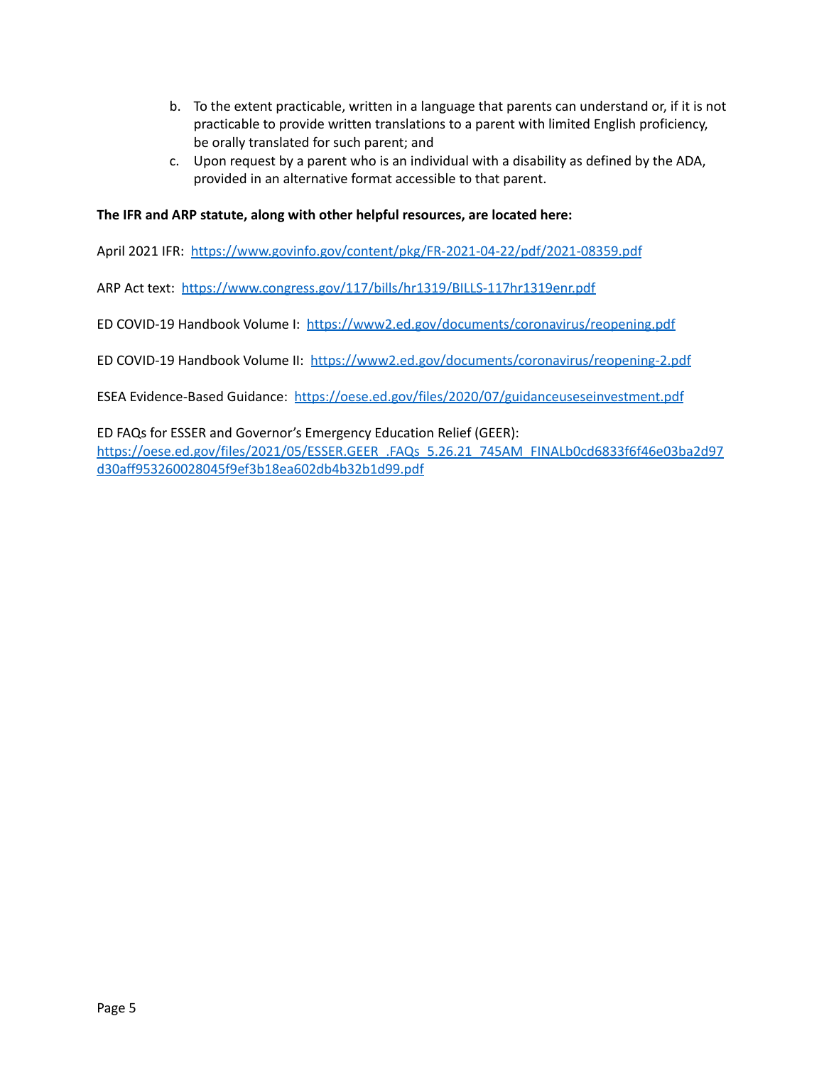b. To the extent practicable, written in a language that parents can understand or, if it is not practicable to provide written translations to a parent with limited English proficiency, be orally translated for such parent; and
c. Upon request by a parent who is an individual with a disability as defined by the ADA, provided in an alternative format accessible to that parent.

**The IFR and ARP statute, along with other helpful resources, are located here:**

April 2021 IFR: https://www.govinfo.gov/content/pkg/FR-2021-04-22/pdf/2021-08359.pdf

ARP Act text: https://www.congress.gov/117/bills/hr1319/BILLS-117hr1319enr.pdf

ED COVID-19 Handbook Volume I: https://www2.ed.gov/documents/coronavirus/reopening.pdf

ED COVID-19 Handbook Volume II: https://www2.ed.gov/documents/coronavirus/reopening-2.pdf

ESEA Evidence-Based Guidance: https://oese.ed.gov/files/2020/07/guidanceuseseinvestment.pdf

ED FAQs for ESSER and Governor's Emergency Education Relief (GEER):
https://oese.ed.gov/files/2021/05/ESSER.GEER_.FAQs_5.26.21_745AM_FINALb0cd6833f6f46e03ba2d97d30aff953260028045f9ef3b18ea602db4b32b1d99.pdf